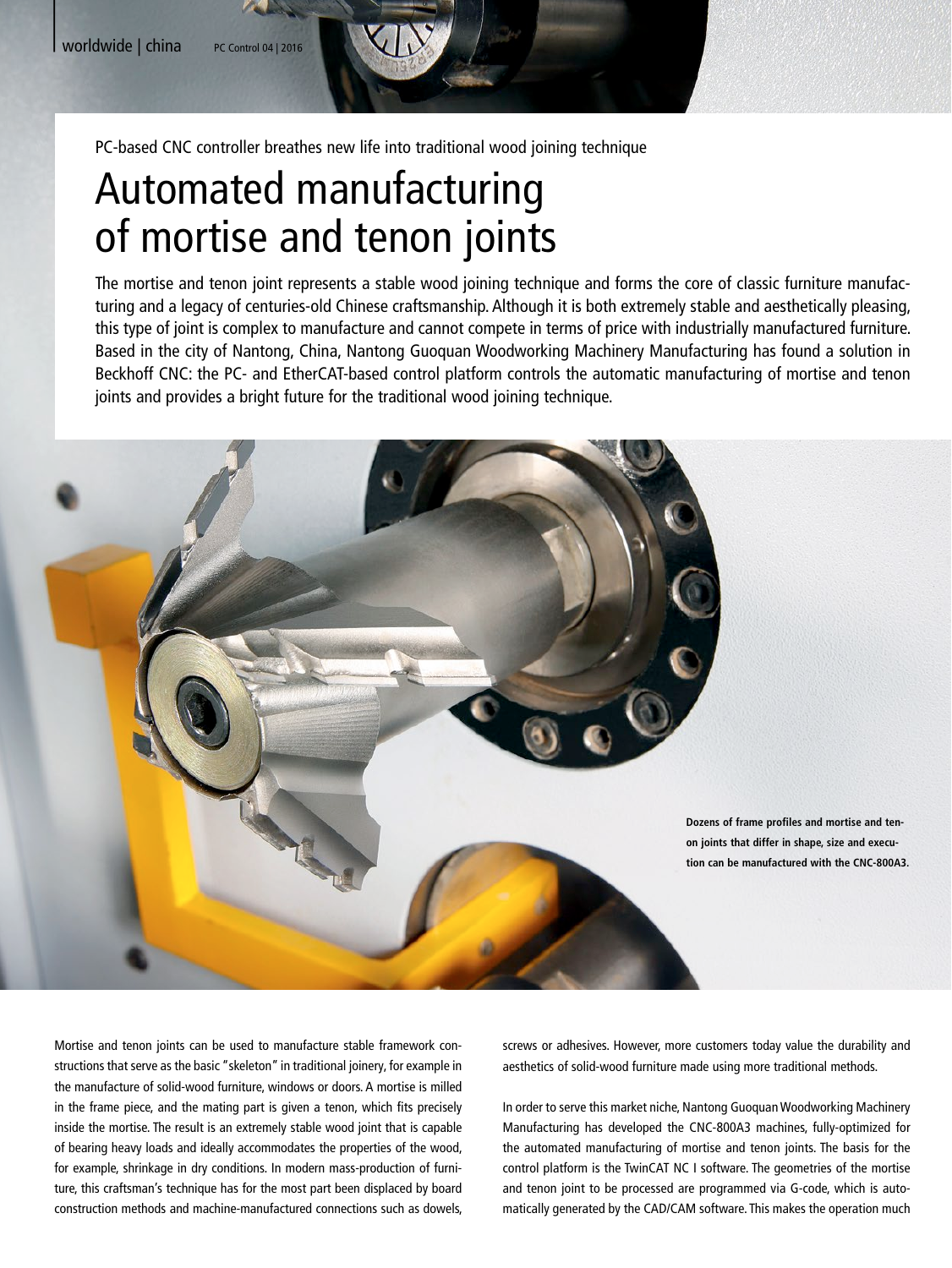PC-based CNC controller breathes new life into traditional wood joining technique

# Automated manufacturing of mortise and tenon joints

The mortise and tenon joint represents a stable wood joining technique and forms the core of classic furniture manufacturing and a legacy of centuries-old Chinese craftsmanship. Although it is both extremely stable and aesthetically pleasing, this type of joint is complex to manufacture and cannot compete in terms of price with industrially manufactured furniture. Based in the city of Nantong, China, Nantong Guoquan Woodworking Machinery Manufacturing has found a solution in Beckhoff CNC: the PC- and EtherCAT-based control platform controls the automatic manufacturing of mortise and tenon joints and provides a bright future for the traditional wood joining technique.

**Dozens of frame profiles and mortise and tenon joints that differ in shape, size and execution can be manufactured with the CNC-800A3.**

Mortise and tenon joints can be used to manufacture stable framework constructions that serve as the basic "skeleton" in traditional joinery, for example in the manufacture of solid-wood furniture, windows or doors. A mortise is milled in the frame piece, and the mating part is given a tenon, which fits precisely inside the mortise. The result is an extremely stable wood joint that is capable of bearing heavy loads and ideally accommodates the properties of the wood, for example, shrinkage in dry conditions. In modern mass-production of furniture, this craftsman's technique has for the most part been displaced by board construction methods and machine-manufactured connections such as dowels, screws or adhesives. However, more customers today value the durability and aesthetics of solid-wood furniture made using more traditional methods.

In order to serve this market niche, Nantong Guoquan Woodworking Machinery Manufacturing has developed the CNC-800A3 machines, fully-optimized for the automated manufacturing of mortise and tenon joints. The basis for the control platform is the TwinCAT NC I software. The geometries of the mortise and tenon joint to be processed are programmed via G-code, which is automatically generated by the CAD/CAM software. This makes the operation much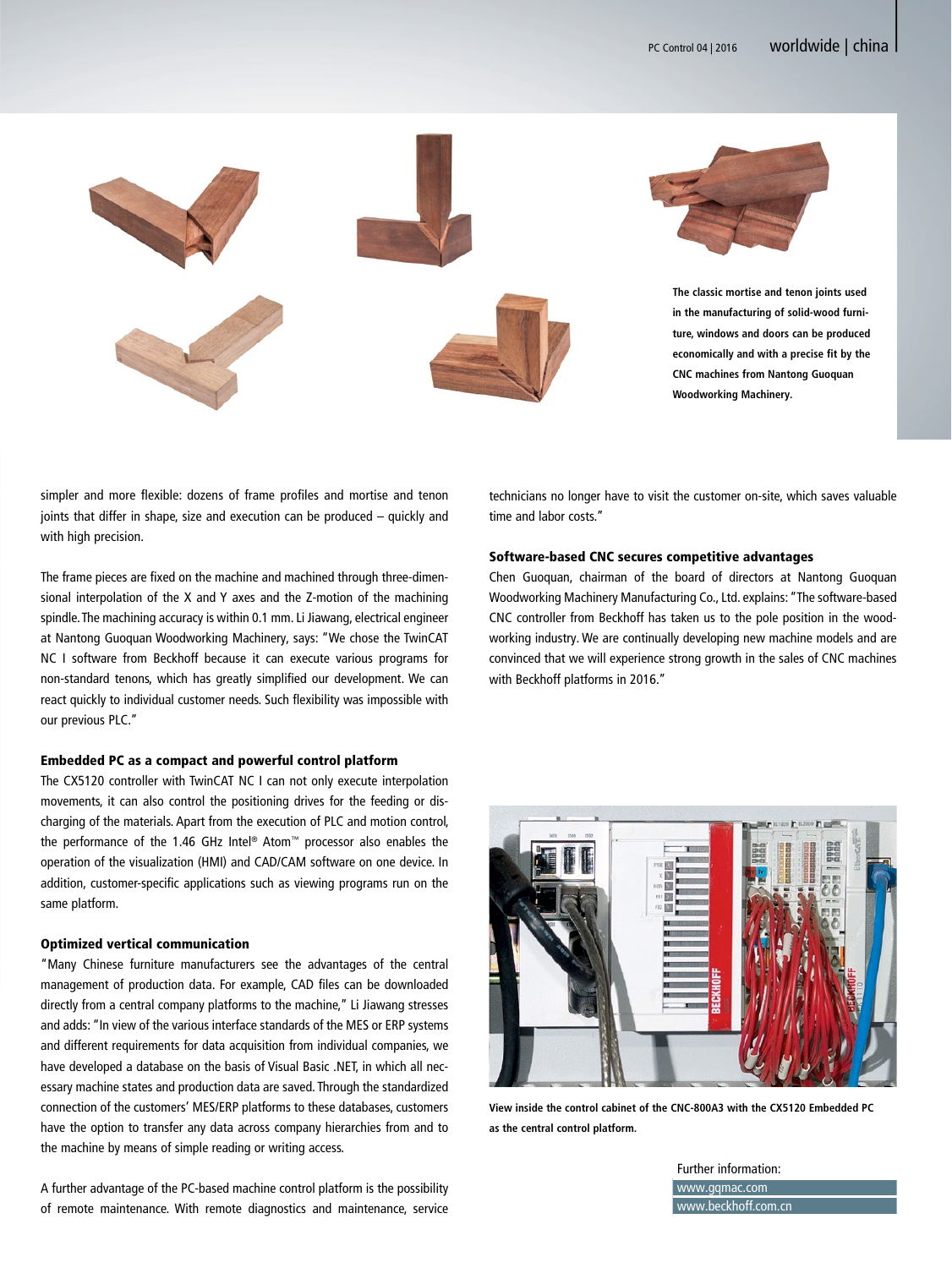The classic mortise and tenon joints used in the manufacturing of solid-wood furniture, windows and doors can be produced economically and with a precise fit by the CNC machines from Nantong Guoquan Woodworking Machinery.

simpler and more flexible: dozens of frame profiles and mortise and tenon joints that differ in shape, size and execution can be produced – quickly and with high precision.

The frame pieces are fixed on the machine and machined through three-dimensional interpolation of the X and Y axes and the Z-motion of the machining spindle. The machining accuracy is within 0.1 mm. Li Jiawang, electrical engineer at Nantong Guoquan Woodworking Machinery, says: "We chose the TwinCAT NC I software from Beckhoff because it can execute various programs for non-standard tenons, which has greatly simplified our development. We can react quickly to individual customer needs. Such flexibility was impossible with our previous PLC."

#### Embedded PC as a compact and powerful control platform

The CX5120 controller with TwinCAT NC I can not only execute interpolation movements, it can also control the positioning drives for the feeding or discharging of the materials. Apart from the execution of PLC and motion control, the performance of the 1.46 GHz Intel® Atom™ processor also enables the operation of the visualization (HMI) and CAD/CAM software on one device. In addition, customer-specific applications such as viewing programs run on the same platform.

#### Optimized vertical communication

"Many Chinese furniture manufacturers see the advantages of the central management of production data. For example, CAD files can be downloaded directly from a central company platforms to the machine," Li Jiawang stresses and adds: "In view of the various interface standards of the MES or ERP systems and different requirements for data acquisition from individual companies, we have developed a database on the basis of Visual Basic .NET, in which all necessary machine states and production data are saved. Through the standardized connection of the customers' MES/ERP platforms to these databases, customers have the option to transfer any data across company hierarchies from and to the machine by means of simple reading or writing access.

A further advantage of the PC-based machine control platform is the possibility of remote maintenance. With remote diagnostics and maintenance, service technicians no longer have to visit the customer on-site, which saves valuable time and labor costs."

#### Software-based CNC secures competitive advantages

Chen Guoquan, chairman of the board of directors at Nantong Guoquan Woodworking Machinery Manufacturing Co., Ltd. explains: "The software-based CNC controller from Beckhoff has taken us to the pole position in the woodworking industry. We are continually developing new machine models and are convinced that we will experience strong growth in the sales of CNC machines with Beckhoff platforms in 2016."

View inside the control cabinet of the CNC-800A3 with the CX5120 Embedded PC as the central control platform.

Further information:
www.gqmac.com
www.beckhoff.com.cn